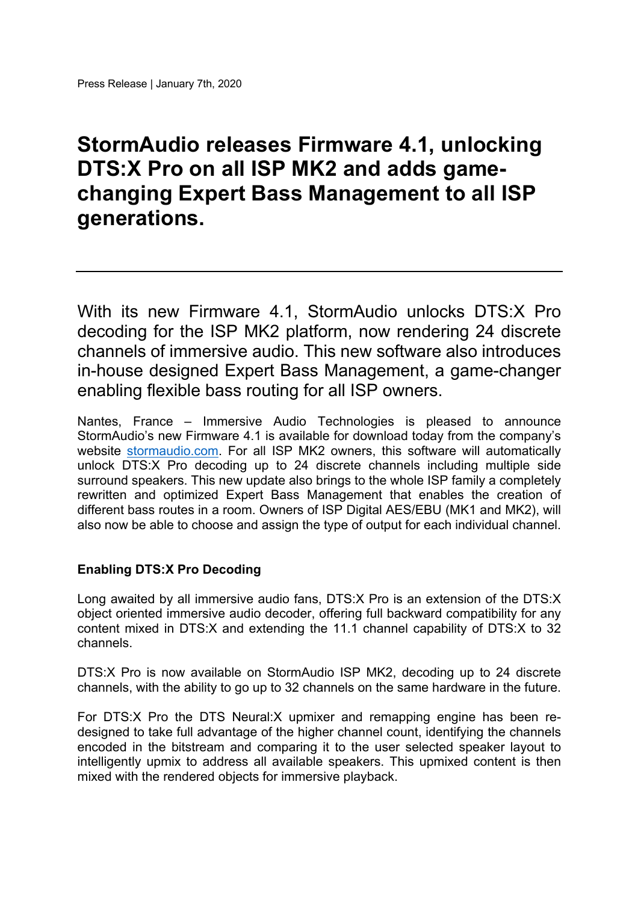Press Release | January 7th, 2020

# StormAudio releases Firmware 4.1, unlocking DTS:X Pro on all ISP MK2 and adds game-changing Expert Bass Management to all ISP generations.

---

With its new Firmware 4.1, StormAudio unlocks DTS:X Pro decoding for the ISP MK2 platform, now rendering 24 discrete channels of immersive audio. This new software also introduces in-house designed Expert Bass Management, a game-changer enabling flexible bass routing for all ISP owners.

Nantes, France – Immersive Audio Technologies is pleased to announce StormAudio's new Firmware 4.1 is available for download today from the company's website [stormaudio.com](stormaudio.com). For all ISP MK2 owners, this software will automatically unlock DTS:X Pro decoding up to 24 discrete channels including multiple side surround speakers. This new update also brings to the whole ISP family a completely rewritten and optimized Expert Bass Management that enables the creation of different bass routes in a room. Owners of ISP Digital AES/EBU (MK1 and MK2), will also now be able to choose and assign the type of output for each individual channel.

**Enabling DTS:X Pro Decoding**

Long awaited by all immersive audio fans, DTS:X Pro is an extension of the DTS:X object oriented immersive audio decoder, offering full backward compatibility for any content mixed in DTS:X and extending the 11.1 channel capability of DTS:X to 32 channels.

DTS:X Pro is now available on StormAudio ISP MK2, decoding up to 24 discrete channels, with the ability to go up to 32 channels on the same hardware in the future.

For DTS:X Pro the DTS Neural:X upmixer and remapping engine has been re-designed to take full advantage of the higher channel count, identifying the channels encoded in the bitstream and comparing it to the user selected speaker layout to intelligently upmix to address all available speakers. This upmixed content is then mixed with the rendered objects for immersive playback.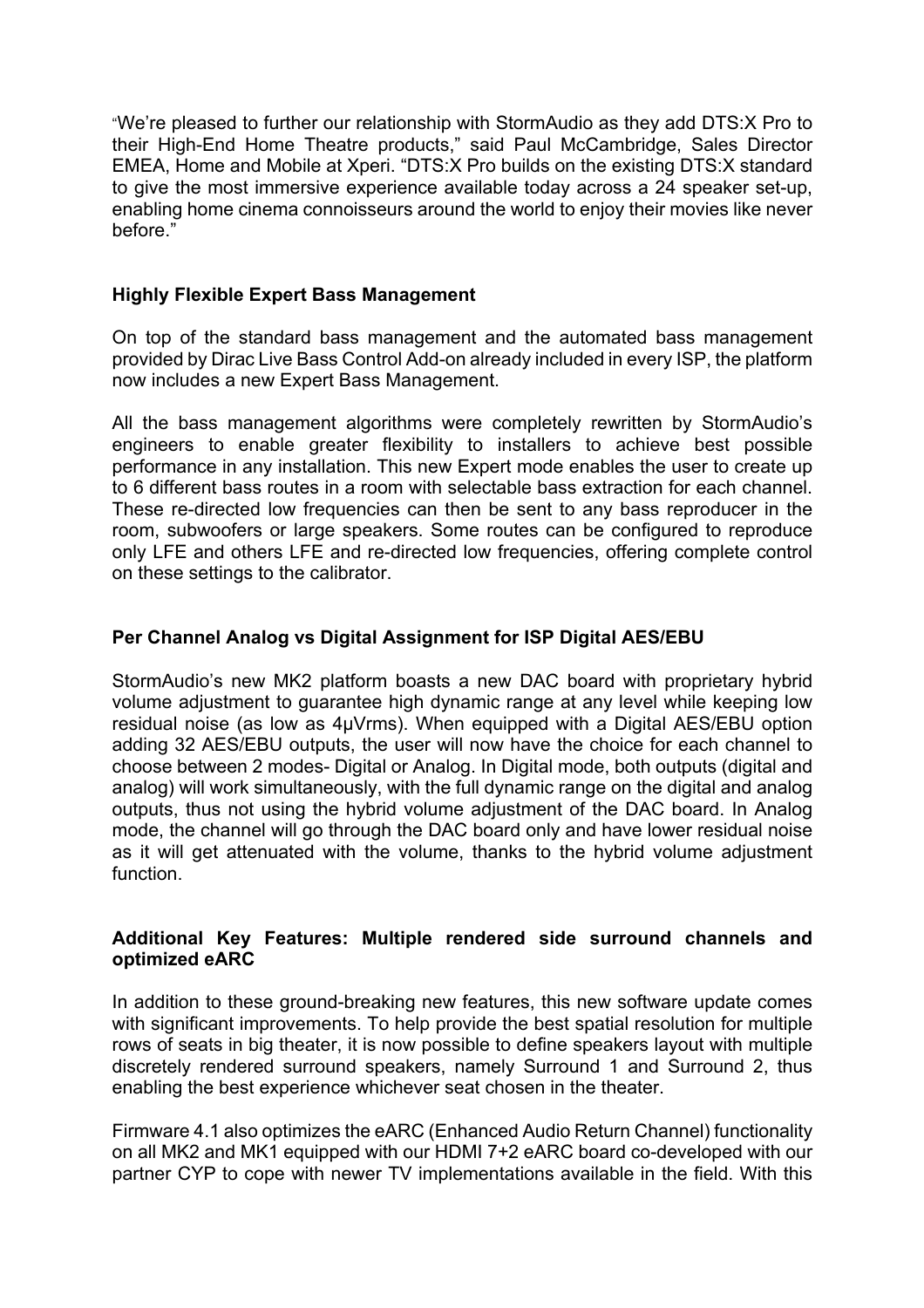"We're pleased to further our relationship with StormAudio as they add DTS:X Pro to their High-End Home Theatre products," said Paul McCambridge, Sales Director EMEA, Home and Mobile at Xperi. "DTS:X Pro builds on the existing DTS:X standard to give the most immersive experience available today across a 24 speaker set-up, enabling home cinema connoisseurs around the world to enjoy their movies like never before."

**Highly Flexible Expert Bass Management**

On top of the standard bass management and the automated bass management provided by Dirac Live Bass Control Add-on already included in every ISP, the platform now includes a new Expert Bass Management.

All the bass management algorithms were completely rewritten by StormAudio's engineers to enable greater flexibility to installers to achieve best possible performance in any installation. This new Expert mode enables the user to create up to 6 different bass routes in a room with selectable bass extraction for each channel. These re-directed low frequencies can then be sent to any bass reproducer in the room, subwoofers or large speakers. Some routes can be configured to reproduce only LFE and others LFE and re-directed low frequencies, offering complete control on these settings to the calibrator.

**Per Channel Analog vs Digital Assignment for ISP Digital AES/EBU**

StormAudio's new MK2 platform boasts a new DAC board with proprietary hybrid volume adjustment to guarantee high dynamic range at any level while keeping low residual noise (as low as 4µVrms). When equipped with a Digital AES/EBU option adding 32 AES/EBU outputs, the user will now have the choice for each channel to choose between 2 modes- Digital or Analog. In Digital mode, both outputs (digital and analog) will work simultaneously, with the full dynamic range on the digital and analog outputs, thus not using the hybrid volume adjustment of the DAC board. In Analog mode, the channel will go through the DAC board only and have lower residual noise as it will get attenuated with the volume, thanks to the hybrid volume adjustment function.

**Additional Key Features: Multiple rendered side surround channels and optimized eARC**

In addition to these ground-breaking new features, this new software update comes with significant improvements. To help provide the best spatial resolution for multiple rows of seats in big theater, it is now possible to define speakers layout with multiple discretely rendered surround speakers, namely Surround 1 and Surround 2, thus enabling the best experience whichever seat chosen in the theater.

Firmware 4.1 also optimizes the eARC (Enhanced Audio Return Channel) functionality on all MK2 and MK1 equipped with our HDMI 7+2 eARC board co-developed with our partner CYP to cope with newer TV implementations available in the field. With this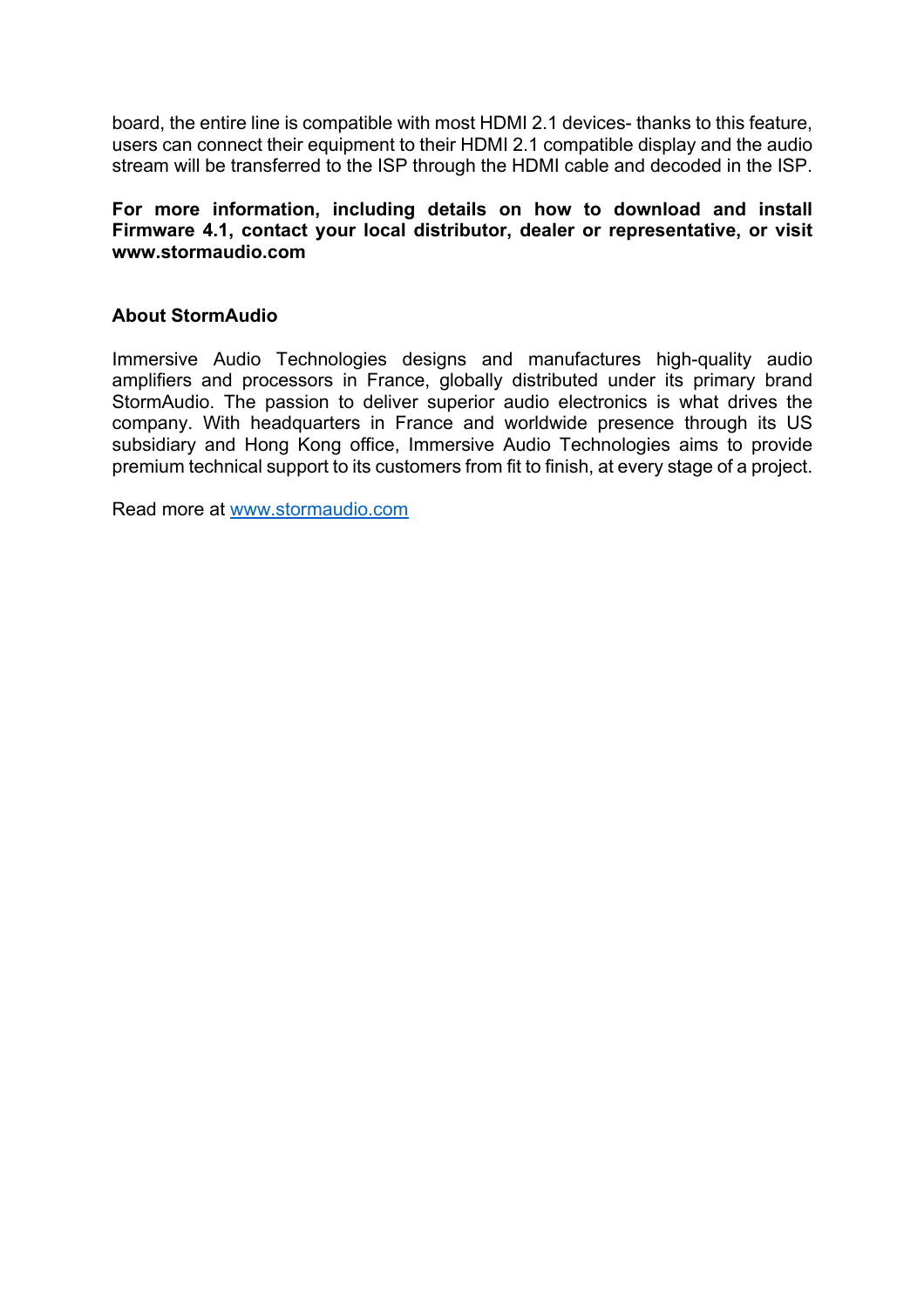board, the entire line is compatible with most HDMI 2.1 devices- thanks to this feature, users can connect their equipment to their HDMI 2.1 compatible display and the audio stream will be transferred to the ISP through the HDMI cable and decoded in the ISP.

**For more information, including details on how to download and install Firmware 4.1, contact your local distributor, dealer or representative, or visit www.stormaudio.com**

**About StormAudio**

Immersive Audio Technologies designs and manufactures high-quality audio amplifiers and processors in France, globally distributed under its primary brand StormAudio. The passion to deliver superior audio electronics is what drives the company. With headquarters in France and worldwide presence through its US subsidiary and Hong Kong office, Immersive Audio Technologies aims to provide premium technical support to its customers from fit to finish, at every stage of a project.

Read more at [www.stormaudio.com](http://www.stormaudio.com)